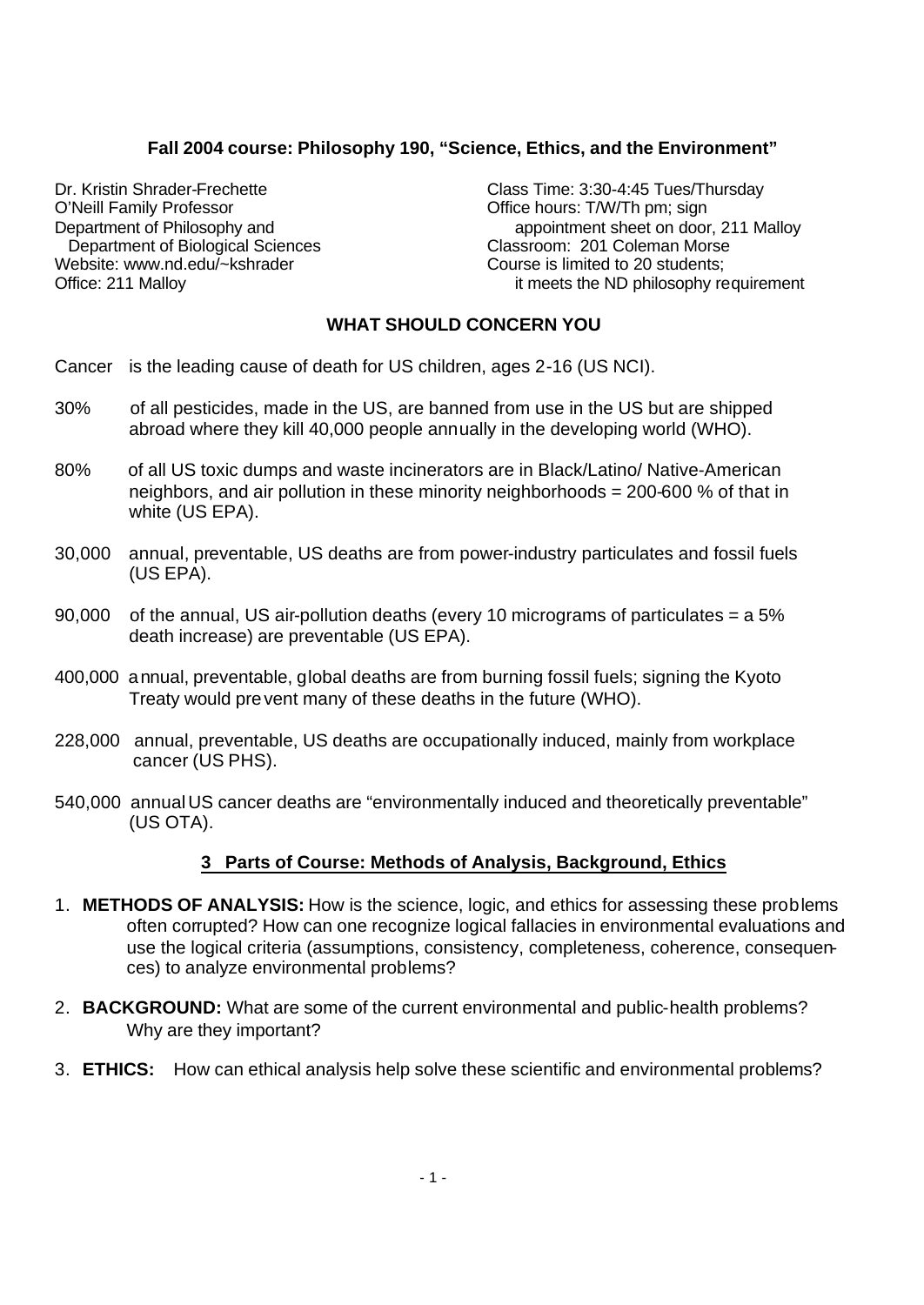## Fall 2004 course: Philosophy 190, "Science, Ethics, and the Environment"

Dr. Kristin Shrader-Frechette
O'Neill Family Professor
Department of Philosophy and
Department of Biological Sciences
Website: www.nd.edu/~kshrader
Office: 211 Malloy

Class Time: 3:30-4:45 Tues/Thursday
Office hours: T/W/Th pm; sign appointment sheet on door, 211 Malloy
Classroom: 201 Coleman Morse
Course is limited to 20 students; it meets the ND philosophy requirement

### WHAT SHOULD CONCERN YOU

Cancer is the leading cause of death for US children, ages 2-16 (US NCI).

30% of all pesticides, made in the US, are banned from use in the US but are shipped abroad where they kill 40,000 people annually in the developing world (WHO).

80% of all US toxic dumps and waste incinerators are in Black/Latino/ Native-American neighbors, and air pollution in these minority neighborhoods = 200-600 % of that in white (US EPA).

30,000 annual, preventable, US deaths are from power-industry particulates and fossil fuels (US EPA).

90,000 of the annual, US air-pollution deaths (every 10 micrograms of particulates = a 5% death increase) are preventable (US EPA).

400,000 annual, preventable, global deaths are from burning fossil fuels; signing the Kyoto Treaty would prevent many of these deaths in the future (WHO).

228,000 annual, preventable, US deaths are occupationally induced, mainly from workplace cancer (US PHS).

540,000 annual US cancer deaths are "environmentally induced and theoretically preventable" (US OTA).

### 3 Parts of Course: Methods of Analysis, Background, Ethics

1. **METHODS OF ANALYSIS:** How is the science, logic, and ethics for assessing these problems often corrupted? How can one recognize logical fallacies in environmental evaluations and use the logical criteria (assumptions, consistency, completeness, coherence, consequences) to analyze environmental problems?
2. **BACKGROUND:** What are some of the current environmental and public-health problems? Why are they important?
3. **ETHICS:** How can ethical analysis help solve these scientific and environmental problems?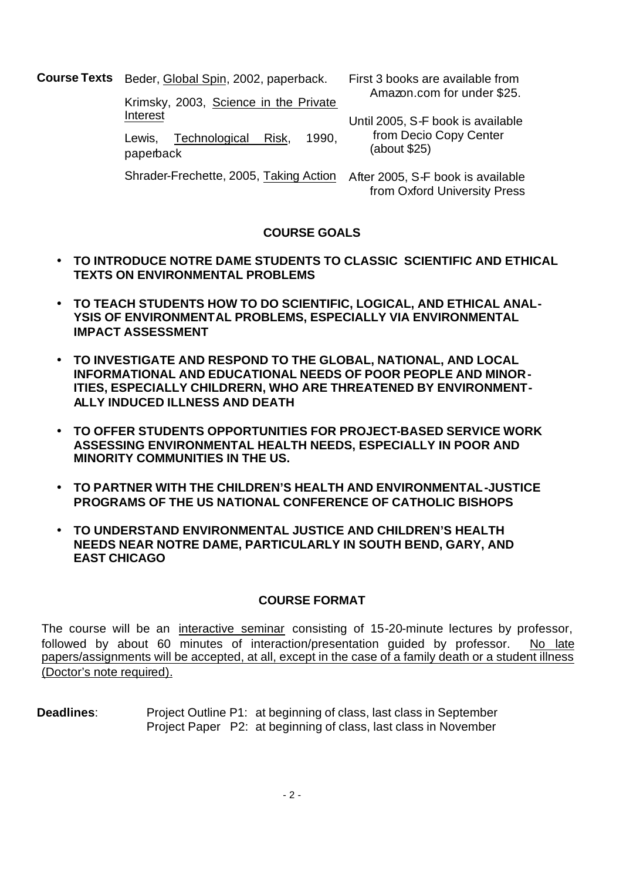**Course Texts**

| | |
|---|---|
| Beder, Global Spin, 2002, paperback. | First 3 books are available from Amazon.com for under $25. |
| Krimsky, 2003, Science in the Private Interest | |
| Lewis, Technological Risk, 1990, paperback | Until 2005, S-F book is available from Decio Copy Center (about $25) |
| Shrader-Frechette, 2005, Taking Action | After 2005, S-F book is available from Oxford University Press |

## COURSE GOALS

- **TO INTRODUCE NOTRE DAME STUDENTS TO CLASSIC SCIENTIFIC AND ETHICAL TEXTS ON ENVIRONMENTAL PROBLEMS**
- **TO TEACH STUDENTS HOW TO DO SCIENTIFIC, LOGICAL, AND ETHICAL ANALYSIS OF ENVIRONMENTAL PROBLEMS, ESPECIALLY VIA ENVIRONMENTAL IMPACT ASSESSMENT**
- **TO INVESTIGATE AND RESPOND TO THE GLOBAL, NATIONAL, AND LOCAL INFORMATIONAL AND EDUCATIONAL NEEDS OF POOR PEOPLE AND MINORITIES, ESPECIALLY CHILDRERN, WHO ARE THREATENED BY ENVIRONMENTALLY INDUCED ILLNESS AND DEATH**
- **TO OFFER STUDENTS OPPORTUNITIES FOR PROJECT-BASED SERVICE WORK ASSESSING ENVIRONMENTAL HEALTH NEEDS, ESPECIALLY IN POOR AND MINORITY COMMUNITIES IN THE US.**
- **TO PARTNER WITH THE CHILDREN'S HEALTH AND ENVIRONMENTAL-JUSTICE PROGRAMS OF THE US NATIONAL CONFERENCE OF CATHOLIC BISHOPS**
- **TO UNDERSTAND ENVIRONMENTAL JUSTICE AND CHILDREN'S HEALTH NEEDS NEAR NOTRE DAME, PARTICULARLY IN SOUTH BEND, GARY, AND EAST CHICAGO**

## COURSE FORMAT

The course will be an interactive seminar consisting of 15-20-minute lectures by professor, followed by about 60 minutes of interaction/presentation guided by professor. No late papers/assignments will be accepted, at all, except in the case of a family death or a student illness (Doctor's note required).

**Deadlines**: Project Outline P1: at beginning of class, last class in September
Project Paper P2: at beginning of class, last class in November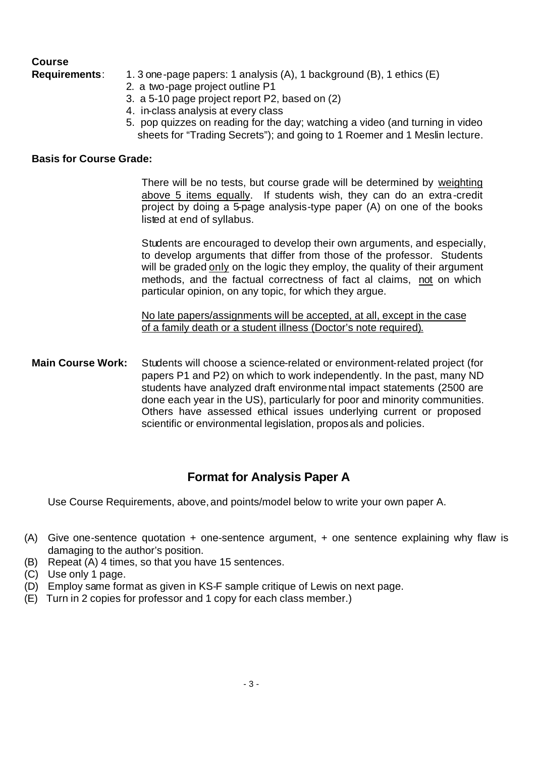**Course Requirements**:

1. 3 one-page papers: 1 analysis (A), 1 background (B), 1 ethics (E)
2. a two-page project outline P1
3. a 5-10 page project report P2, based on (2)
4. in-class analysis at every class
5. pop quizzes on reading for the day; watching a video (and turning in video sheets for "Trading Secrets"); and going to 1 Roemer and 1 Meslin lecture.

**Basis for Course Grade:**

There will be no tests, but course grade will be determined by <u>weighting above 5 items equally</u>. If students wish, they can do an extra-credit project by doing a 5-page analysis-type paper (A) on one of the books listed at end of syllabus.

Students are encouraged to develop their own arguments, and especially, to develop arguments that differ from those of the professor. Students will be graded <u>only</u> on the logic they employ, the quality of their argument methods, and the factual correctness of fact al claims, <u>not</u> on which particular opinion, on any topic, for which they argue.

<u>No late papers/assignments will be accepted, at all, except in the case of a family death or a student illness (Doctor's note required).</u>

**Main Course Work:** Students will choose a science-related or environment-related project (for papers P1 and P2) on which to work independently. In the past, many ND students have analyzed draft environmental impact statements (2500 are done each year in the US), particularly for poor and minority communities. Others have assessed ethical issues underlying current or proposed scientific or environmental legislation, proposals and policies.

## Format for Analysis Paper A

Use Course Requirements, above, and points/model below to write your own paper A.

(A) Give one-sentence quotation + one-sentence argument, + one sentence explaining why flaw is damaging to the author's position.
(B) Repeat (A) 4 times, so that you have 15 sentences.
(C) Use only 1 page.
(D) Employ same format as given in KS-F sample critique of Lewis on next page.
(E) Turn in 2 copies for professor and 1 copy for each class member.)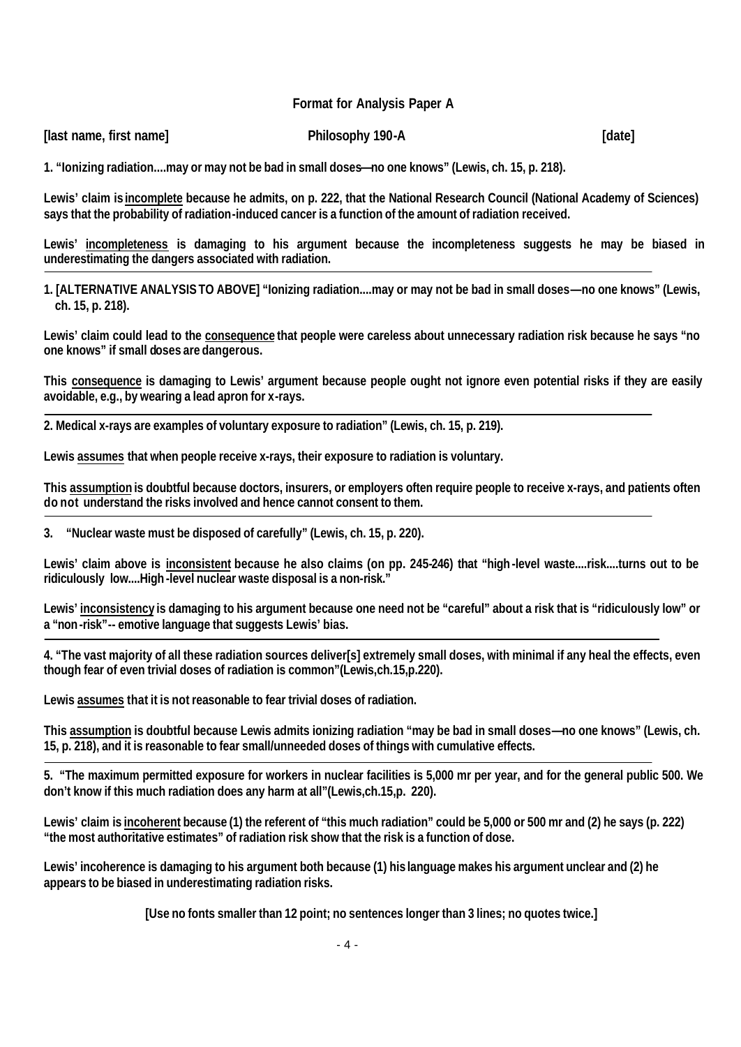**Format for Analysis Paper A**

**[last name, first name]** **Philosophy 190-A** **[date]**

**1. "Ionizing radiation....may or may not be bad in small doses—no one knows" (Lewis, ch. 15, p. 218).**

**Lewis' claim is <u>incomplete</u> because he admits, on p. 222, that the National Research Council (National Academy of Sciences) says that the probability of radiation-induced cancer is a function of the amount of radiation received.**

**Lewis' <u>incompleteness</u> is damaging to his argument because the incompleteness suggests he may be biased in underestimating the dangers associated with radiation.**

---

**1. [ALTERNATIVE ANALYSIS TO ABOVE] "Ionizing radiation....may or may not be bad in small doses—no one knows" (Lewis, ch. 15, p. 218).**

**Lewis' claim could lead to the <u>consequence</u> that people were careless about unnecessary radiation risk because he says "no one knows" if small doses are dangerous.**

**This <u>consequence</u> is damaging to Lewis' argument because people ought not ignore even potential risks if they are easily avoidable, e.g., by wearing a lead apron for x-rays.**

---

**2. Medical x-rays are examples of voluntary exposure to radiation" (Lewis, ch. 15, p. 219).**

**Lewis <u>assumes</u> that when people receive x-rays, their exposure to radiation is voluntary.**

**This <u>assumption</u> is doubtful because doctors, insurers, or employers often require people to receive x-rays, and patients often do not understand the risks involved and hence cannot consent to them.**

---

**3. "Nuclear waste must be disposed of carefully" (Lewis, ch. 15, p. 220).**

**Lewis' claim above is <u>inconsistent</u> because he also claims (on pp. 245-246) that "high-level waste....risk....turns out to be ridiculously low....High-level nuclear waste disposal is a non-risk."**

**Lewis' <u>inconsistency</u> is damaging to his argument because one need not be "careful" about a risk that is "ridiculously low" or a "non-risk"-- emotive language that suggests Lewis' bias.**

---

**4. "The vast majority of all these radiation sources deliver[s] extremely small doses, with minimal if any heal the effects, even though fear of even trivial doses of radiation is common"(Lewis,ch.15,p.220).**

**Lewis <u>assumes</u> that it is not reasonable to fear trivial doses of radiation.**

**This <u>assumption</u> is doubtful because Lewis admits ionizing radiation "may be bad in small doses—no one knows" (Lewis, ch. 15, p. 218), and it is reasonable to fear small/unneeded doses of things with cumulative effects.**

---

**5. "The maximum permitted exposure for workers in nuclear facilities is 5,000 mr per year, and for the general public 500. We don't know if this much radiation does any harm at all"(Lewis,ch.15,p. 220).**

**Lewis' claim is <u>incoherent</u> because (1) the referent of "this much radiation" could be 5,000 or 500 mr and (2) he says (p. 222) "the most authoritative estimates" of radiation risk show that the risk is a function of dose.**

**Lewis' incoherence is damaging to his argument both because (1) his language makes his argument unclear and (2) he appears to be biased in underestimating radiation risks.**

**[Use no fonts smaller than 12 point; no sentences longer than 3 lines; no quotes twice.]**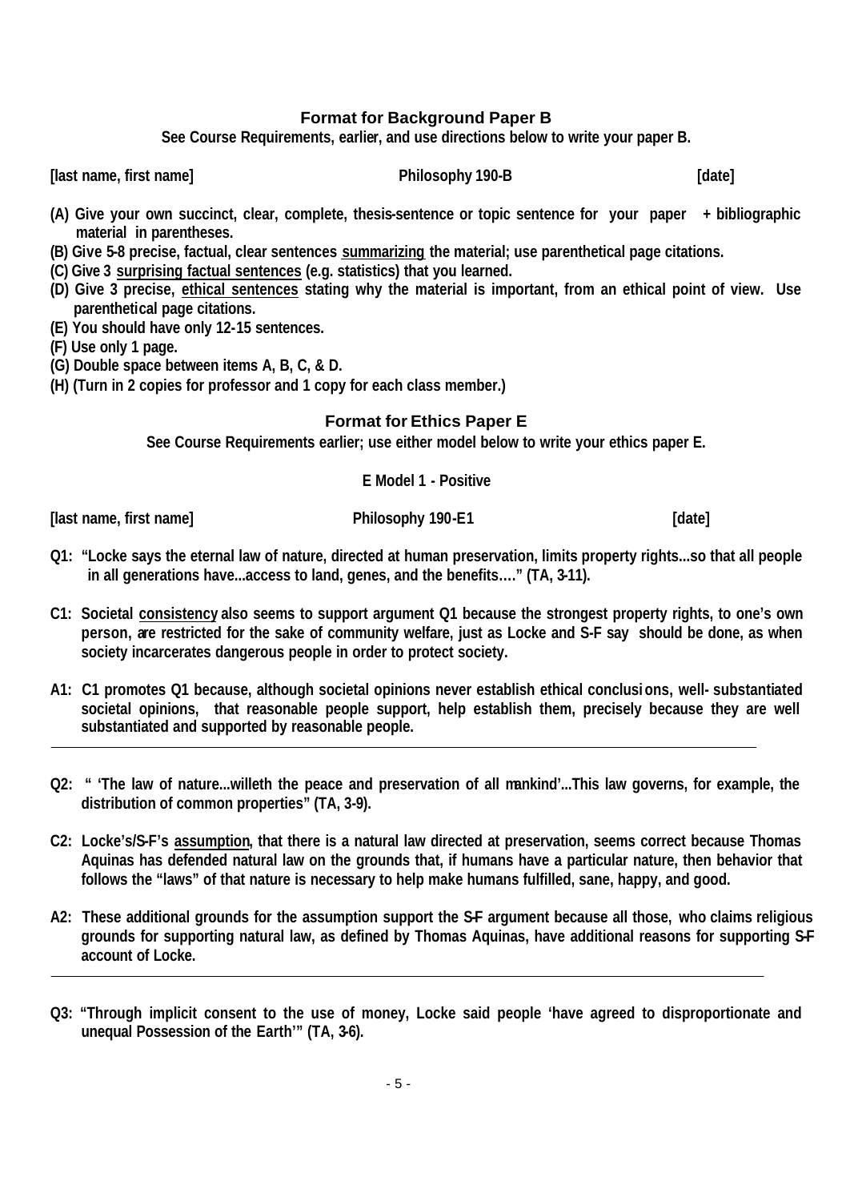## Format for Background Paper B

**See Course Requirements, earlier, and use directions below to write your paper B.**

**[last name, first name] Philosophy 190-B [date]**

**(A) Give your own succinct, clear, complete, thesis-sentence or topic sentence for your paper + bibliographic material in parentheses.**

**(B) Give 5-8 precise, factual, clear sentences <u>summarizing</u> the material; use parenthetical page citations.**

**(C) Give 3 <u>surprising factual sentences</u> (e.g. statistics) that you learned.**

**(D) Give 3 precise, <u>ethical sentences</u> stating why the material is important, from an ethical point of view. Use parenthetical page citations.**

**(E) You should have only 12-15 sentences.**

**(F) Use only 1 page.**

**(G) Double space between items A, B, C, & D.**

**(H) (Turn in 2 copies for professor and 1 copy for each class member.)**

## Format for Ethics Paper E

**See Course Requirements earlier; use either model below to write your ethics paper E.**

### E Model 1 - Positive

**[last name, first name] Philosophy 190-E1 [date]**

**Q1: "Locke says the eternal law of nature, directed at human preservation, limits property rights...so that all people in all generations have...access to land, genes, and the benefits…." (TA, 3-11).**

**C1: Societal <u>consistency</u> also seems to support argument Q1 because the strongest property rights, to one's own person, are restricted for the sake of community welfare, just as Locke and S-F say should be done, as when society incarcerates dangerous people in order to protect society.**

**A1: C1 promotes Q1 because, although societal opinions never establish ethical conclusions, well- substantiated societal opinions, that reasonable people support, help establish them, precisely because they are well substantiated and supported by reasonable people.**

---

**Q2: " 'The law of nature...willeth the peace and preservation of all mankind'...This law governs, for example, the distribution of common properties" (TA, 3-9).**

**C2: Locke's/S-F's <u>assumption</u>, that there is a natural law directed at preservation, seems correct because Thomas Aquinas has defended natural law on the grounds that, if humans have a particular nature, then behavior that follows the "laws" of that nature is necessary to help make humans fulfilled, sane, happy, and good.**

**A2: These additional grounds for the assumption support the S-F argument because all those, who claims religious grounds for supporting natural law, as defined by Thomas Aquinas, have additional reasons for supporting S-F account of Locke.**

---

**Q3: "Through implicit consent to the use of money, Locke said people 'have agreed to disproportionate and unequal Possession of the Earth'" (TA, 3-6).**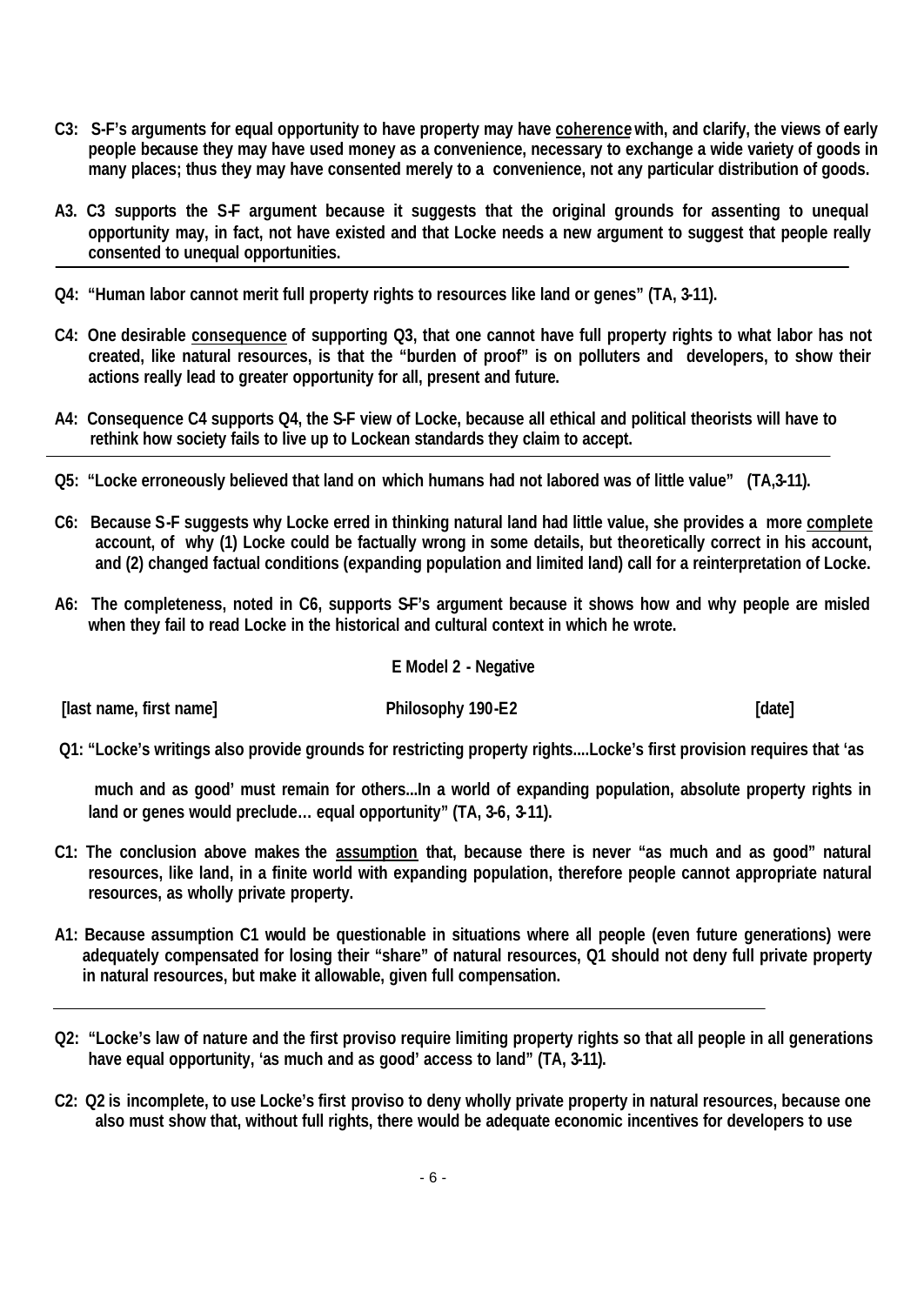**C3: S-F's arguments for equal opportunity to have property may have <u>coherence</u> with, and clarify, the views of early people because they may have used money as a convenience, necessary to exchange a wide variety of goods in many places; thus they may have consented merely to a convenience, not any particular distribution of goods.**

**A3. C3 supports the S-F argument because it suggests that the original grounds for assenting to unequal opportunity may, in fact, not have existed and that Locke needs a new argument to suggest that people really consented to unequal opportunities.**

---

**Q4: "Human labor cannot merit full property rights to resources like land or genes" (TA, 3-11).**

**C4: One desirable <u>consequence</u> of supporting Q3, that one cannot have full property rights to what labor has not created, like natural resources, is that the "burden of proof" is on polluters and developers, to show their actions really lead to greater opportunity for all, present and future.**

**A4: Consequence C4 supports Q4, the S-F view of Locke, because all ethical and political theorists will have to rethink how society fails to live up to Lockean standards they claim to accept.**

---

**Q5: "Locke erroneously believed that land on which humans had not labored was of little value" (TA,3-11).**

**C6: Because S-F suggests why Locke erred in thinking natural land had little value, she provides a more <u>complete</u> account, of why (1) Locke could be factually wrong in some details, but theoretically correct in his account, and (2) changed factual conditions (expanding population and limited land) call for a reinterpretation of Locke.**

**A6: The completeness, noted in C6, supports S-F's argument because it shows how and why people are misled when they fail to read Locke in the historical and cultural context in which he wrote.**

## E Model 2 - Negative

**[last name, first name]  Philosophy 190-E2  [date]**

**Q1: "Locke's writings also provide grounds for restricting property rights....Locke's first provision requires that 'as much and as good' must remain for others...In a world of expanding population, absolute property rights in land or genes would preclude… equal opportunity" (TA, 3-6, 3-11).**

**C1: The conclusion above makes the <u>assumption</u> that, because there is never "as much and as good" natural resources, like land, in a finite world with expanding population, therefore people cannot appropriate natural resources, as wholly private property.**

**A1: Because assumption C1 would be questionable in situations where all people (even future generations) were adequately compensated for losing their "share" of natural resources, Q1 should not deny full private property in natural resources, but make it allowable, given full compensation.**

---

**Q2: "Locke's law of nature and the first proviso require limiting property rights so that all people in all generations have equal opportunity, 'as much and as good' access to land" (TA, 3-11).**

**C2: Q2 is incomplete, to use Locke's first proviso to deny wholly private property in natural resources, because one also must show that, without full rights, there would be adequate economic incentives for developers to use**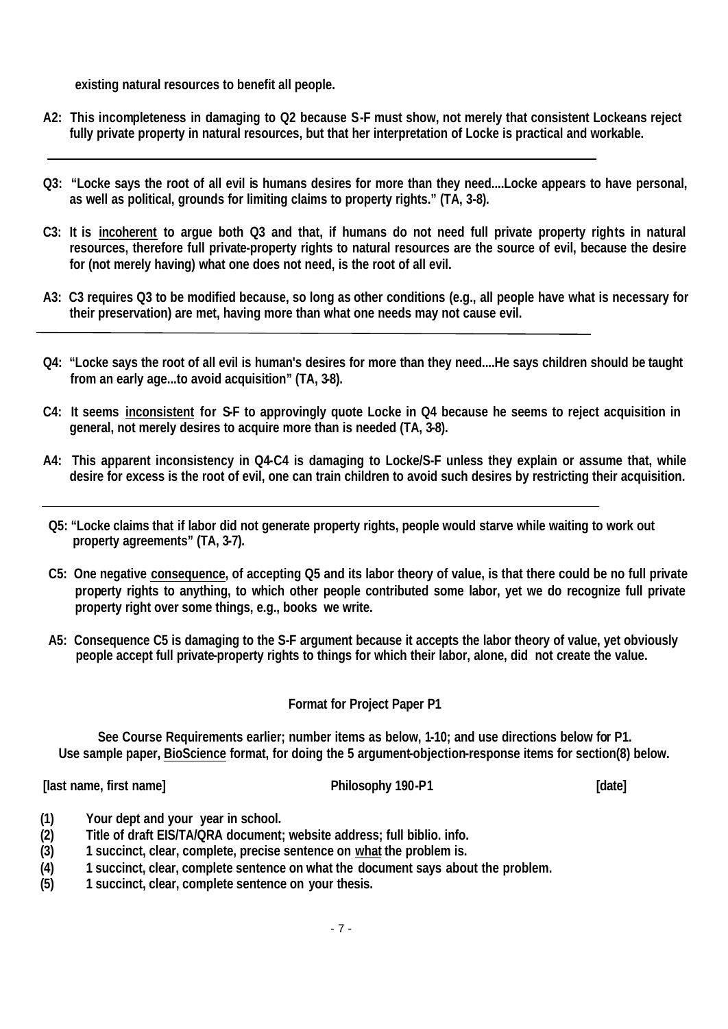**existing natural resources to benefit all people.**

**A2: This incompleteness in damaging to Q2 because S-F must show, not merely that consistent Lockeans reject fully private property in natural resources, but that her interpretation of Locke is practical and workable.**

---

**Q3: "Locke says the root of all evil is humans desires for more than they need....Locke appears to have personal, as well as political, grounds for limiting claims to property rights." (TA, 3-8).**

**C3: It is <u>incoherent</u> to argue both Q3 and that, if humans do not need full private property rights in natural resources, therefore full private-property rights to natural resources are the source of evil, because the desire for (not merely having) what one does not need, is the root of all evil.**

**A3: C3 requires Q3 to be modified because, so long as other conditions (e.g., all people have what is necessary for their preservation) are met, having more than what one needs may not cause evil.**

---

**Q4: "Locke says the root of all evil is human's desires for more than they need....He says children should be taught from an early age...to avoid acquisition" (TA, 3-8).**

**C4: It seems <u>inconsistent</u> for S-F to approvingly quote Locke in Q4 because he seems to reject acquisition in general, not merely desires to acquire more than is needed (TA, 3-8).**

**A4: This apparent inconsistency in Q4-C4 is damaging to Locke/S-F unless they explain or assume that, while desire for excess is the root of evil, one can train children to avoid such desires by restricting their acquisition.**

---

**Q5: "Locke claims that if labor did not generate property rights, people would starve while waiting to work out property agreements" (TA, 3-7).**

**C5: One negative <u>consequence</u>, of accepting Q5 and its labor theory of value, is that there could be no full private property rights to anything, to which other people contributed some labor, yet we do recognize full private property right over some things, e.g., books we write.**

**A5: Consequence C5 is damaging to the S-F argument because it accepts the labor theory of value, yet obviously people accept full private-property rights to things for which their labor, alone, did not create the value.**

## Format for Project Paper P1

**See Course Requirements earlier; number items as below, 1-10; and use directions below for P1. Use sample paper, <u>BioScience</u> format, for doing the 5 argument-objection-response items for section(8) below.**

**[last name, first name]** **Philosophy 190-P1** **[date]**

**(1)** **Your dept and your year in school.**
**(2)** **Title of draft EIS/TA/QRA document; website address; full biblio. info.**
**(3)** **1 succinct, clear, complete, precise sentence on <u>what</u> the problem is.**
**(4)** **1 succinct, clear, complete sentence on what the document says about the problem.**
**(5)** **1 succinct, clear, complete sentence on your thesis.**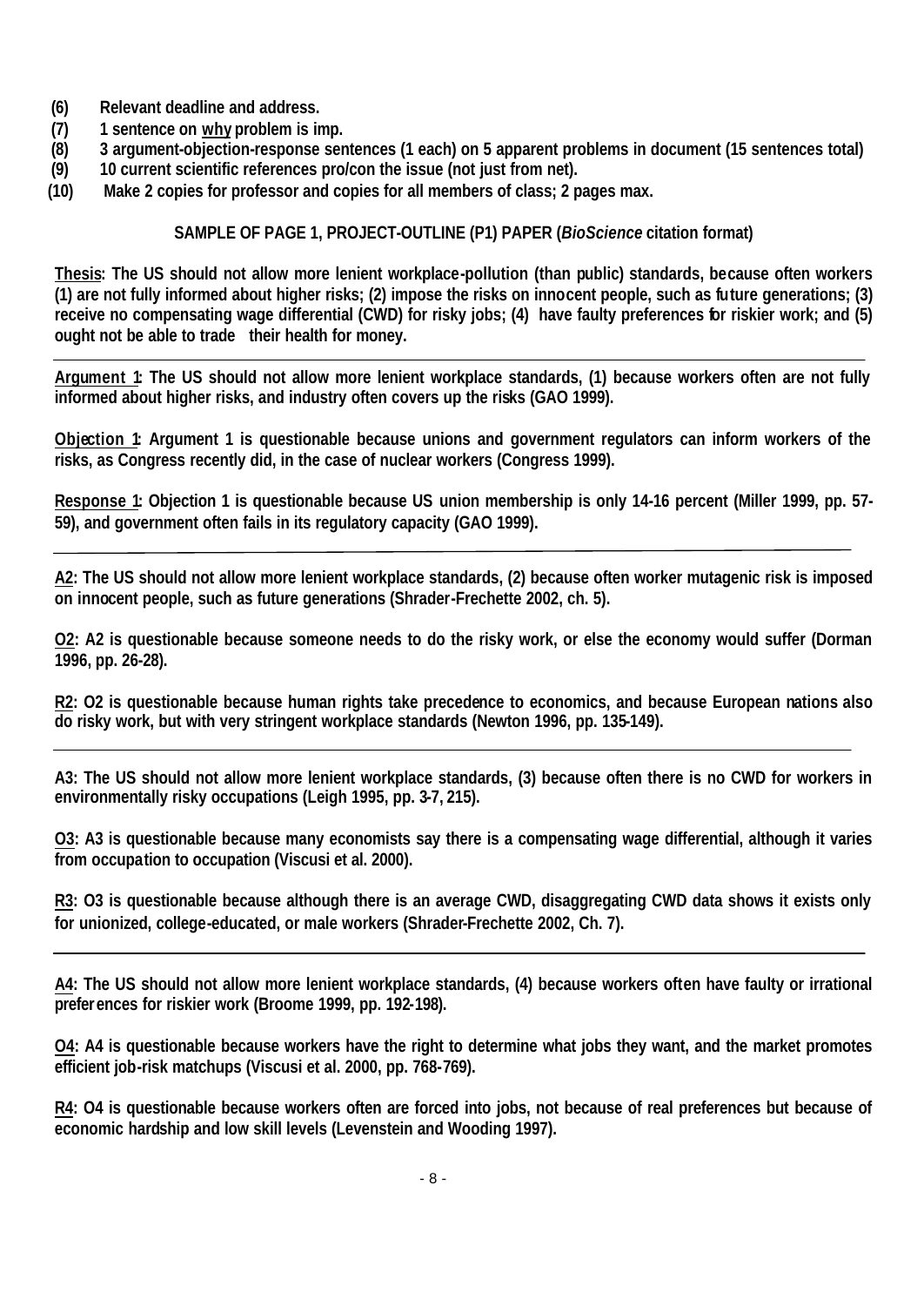(6) Relevant deadline and address.
(7) 1 sentence on <u>why</u> problem is imp.
(8) 3 argument-objection-response sentences (1 each) on 5 apparent problems in document (15 sentences total)
(9) 10 current scientific references pro/con the issue (not just from net).
(10) Make 2 copies for professor and copies for all members of class; 2 pages max.

**SAMPLE OF PAGE 1, PROJECT-OUTLINE (P1) PAPER (*BioScience* citation format)**

**<u>Thesis</u>: The US should not allow more lenient workplace-pollution (than public) standards, because often workers (1) are not fully informed about higher risks; (2) impose the risks on innocent people, such as future generations; (3) receive no compensating wage differential (CWD) for risky jobs; (4) have faulty preferences for riskier work; and (5) ought not be able to trade their health for money.**

---

**<u>Argument 1</u>: The US should not allow more lenient workplace standards, (1) because workers often are not fully informed about higher risks, and industry often covers up the risks (GAO 1999).**

**<u>Objection 1</u>: Argument 1 is questionable because unions and government regulators can inform workers of the risks, as Congress recently did, in the case of nuclear workers (Congress 1999).**

**<u>Response 1</u>: Objection 1 is questionable because US union membership is only 14-16 percent (Miller 1999, pp. 57-59), and government often fails in its regulatory capacity (GAO 1999).**

---

**<u>A2</u>: The US should not allow more lenient workplace standards, (2) because often worker mutagenic risk is imposed on innocent people, such as future generations (Shrader-Frechette 2002, ch. 5).**

**<u>O2</u>: A2 is questionable because someone needs to do the risky work, or else the economy would suffer (Dorman 1996, pp. 26-28).**

**<u>R2</u>: O2 is questionable because human rights take precedence to economics, and because European nations also do risky work, but with very stringent workplace standards (Newton 1996, pp. 135-149).**

---

**A3: The US should not allow more lenient workplace standards, (3) because often there is no CWD for workers in environmentally risky occupations (Leigh 1995, pp. 3-7, 215).**

**<u>O3</u>: A3 is questionable because many economists say there is a compensating wage differential, although it varies from occupation to occupation (Viscusi et al. 2000).**

**<u>R3</u>: O3 is questionable because although there is an average CWD, disaggregating CWD data shows it exists only for unionized, college-educated, or male workers (Shrader-Frechette 2002, Ch. 7).**

---

**<u>A4</u>: The US should not allow more lenient workplace standards, (4) because workers often have faulty or irrational preferences for riskier work (Broome 1999, pp. 192-198).**

**<u>O4</u>: A4 is questionable because workers have the right to determine what jobs they want, and the market promotes efficient job-risk matchups (Viscusi et al. 2000, pp. 768-769).**

**<u>R4</u>: O4 is questionable because workers often are forced into jobs, not because of real preferences but because of economic hardship and low skill levels (Levenstein and Wooding 1997).**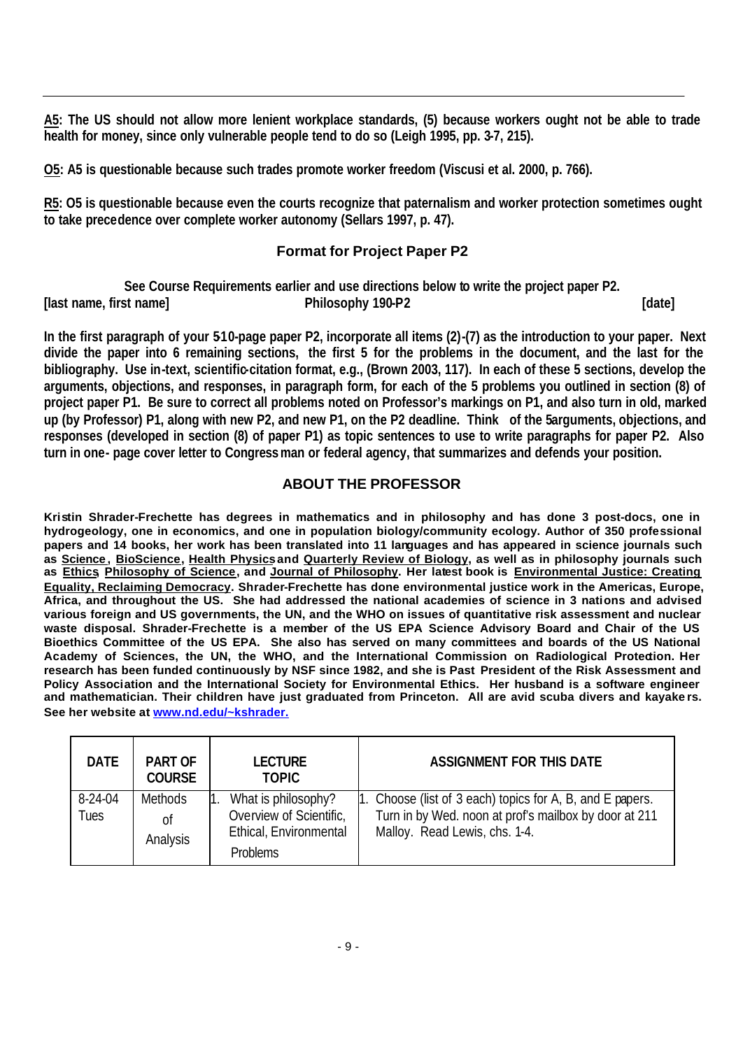**A5**: The US should not allow more lenient workplace standards, (5) because workers ought not be able to trade health for money, since only vulnerable people tend to do so (Leigh 1995, pp. 3-7, 215).

**O5**: A5 is questionable because such trades promote worker freedom (Viscusi et al. 2000, p. 766).

**R5**: O5 is questionable because even the courts recognize that paternalism and worker protection sometimes ought to take precedence over complete worker autonomy (Sellars 1997, p. 47).

## Format for Project Paper P2

**See Course Requirements earlier and use directions below to write the project paper P2.**

**[last name, first name] Philosophy 190-P2 [date]**

**In the first paragraph of your 5-10-page paper P2, incorporate all items (2)-(7) as the introduction to your paper. Next divide the paper into 6 remaining sections, the first 5 for the problems in the document, and the last for the bibliography. Use in-text, scientific-citation format, e.g., (Brown 2003, 117). In each of these 5 sections, develop the arguments, objections, and responses, in paragraph form, for each of the 5 problems you outlined in section (8) of project paper P1. Be sure to correct all problems noted on Professor's markings on P1, and also turn in old, marked up (by Professor) P1, along with new P2, and new P1, on the P2 deadline. Think of the 5 arguments, objections, and responses (developed in section (8) of paper P1) as topic sentences to use to write paragraphs for paper P2. Also turn in one- page cover letter to Congressman or federal agency, that summarizes and defends your position.**

## ABOUT THE PROFESSOR

**Kristin Shrader-Frechette has degrees in mathematics and in philosophy and has done 3 post-docs, one in hydrogeology, one in economics, and one in population biology/community ecology. Author of 350 professional papers and 14 books, her work has been translated into 11 languages and has appeared in science journals such as Science, BioScience, Health Physics and Quarterly Review of Biology, as well as in philosophy journals such as Ethics, Philosophy of Science, and Journal of Philosophy. Her latest book is Environmental Justice: Creating Equality, Reclaiming Democracy. Shrader-Frechette has done environmental justice work in the Americas, Europe, Africa, and throughout the US. She had addressed the national academies of science in 3 nations and advised various foreign and US governments, the UN, and the WHO on issues of quantitative risk assessment and nuclear waste disposal. Shrader-Frechette is a member of the US EPA Science Advisory Board and Chair of the US Bioethics Committee of the US EPA. She also has served on many committees and boards of the US National Academy of Sciences, the UN, the WHO, and the International Commission on Radiological Protection. Her research has been funded continuously by NSF since 1982, and she is Past President of the Risk Assessment and Policy Association and the International Society for Environmental Ethics. Her husband is a software engineer and mathematician. Their children have just graduated from Princeton. All are avid scuba divers and kayakers. See her website at www.nd.edu/~kshrader.**

| DATE | PART OF COURSE | LECTURE TOPIC | ASSIGNMENT FOR THIS DATE |
|---|---|---|---|
| 8-24-04 Tues | Methods of Analysis | 1. What is philosophy? Overview of Scientific, Ethical, Environmental Problems | 1. Choose (list of 3 each) topics for A, B, and E papers. Turn in by Wed. noon at prof's mailbox by door at 211 Malloy. Read Lewis, chs. 1-4. |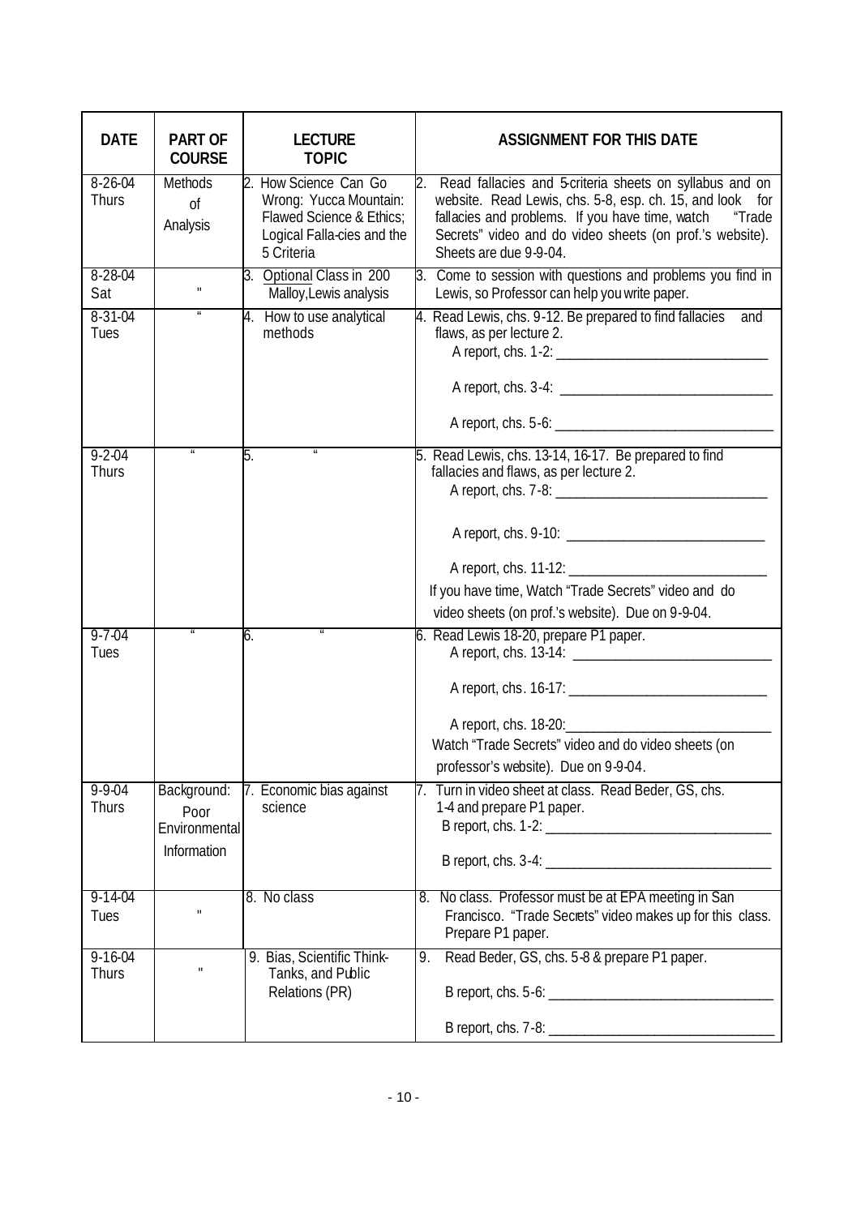| DATE | PART OF COURSE | LECTURE TOPIC | ASSIGNMENT FOR THIS DATE |
|---|---|---|---|
| 8-26-04 Thurs | Methods of Analysis | 2. How Science Can Go Wrong: Yucca Mountain: Flawed Science & Ethics; Logical Falla-cies and the 5 Criteria | 2. Read fallacies and 5-criteria sheets on syllabus and on website. Read Lewis, chs. 5-8, esp. ch. 15, and look for fallacies and problems. If you have time, watch "Trade Secrets" video and do video sheets (on prof.'s website). Sheets are due 9-9-04. |
| 8-28-04 Sat | " | 3. Optional Class in 200 Malloy, Lewis analysis | 3. Come to session with questions and problems you find in Lewis, so Professor can help you write paper. |
| 8-31-04 Tues | " | 4. How to use analytical methods | 4. Read Lewis, chs. 9-12. Be prepared to find fallacies and flaws, as per lecture 2.<br>A report, chs. 1-2: ______________________________<br>A report, chs. 3-4: ______________________________<br>A report, chs. 5-6: ______________________________ |
| 9-2-04 Thurs | " | 5. " | 5. Read Lewis, chs. 13-14, 16-17. Be prepared to find fallacies and flaws, as per lecture 2.<br>A report, chs. 7-8: ______________________________<br>A report, chs. 9-10: ____________________________<br>A report, chs. 11-12: ____________________________<br>If you have time, Watch "Trade Secrets" video and do video sheets (on prof.'s website). Due on 9-9-04. |
| 9-7-04 Tues | " | 6. " | 6. Read Lewis 18-20, prepare P1 paper.<br>A report, chs. 13-14: ____________________________<br>A report, chs. 16-17: ____________________________<br>A report, chs. 18-20: ____________________________<br>Watch "Trade Secrets" video and do video sheets (on professor's website). Due on 9-9-04. |
| 9-9-04 Thurs | Background: Poor Environmental Information | 7. Economic bias against science | 7. Turn in video sheet at class. Read Beder, GS, chs. 1-4 and prepare P1 paper.<br>B report, chs. 1-2: _______________________________<br>B report, chs. 3-4: _______________________________ |
| 9-14-04 Tues | " | 8. No class | 8. No class. Professor must be at EPA meeting in San Francisco. "Trade Secrets" video makes up for this class. Prepare P1 paper. |
| 9-16-04 Thurs | " | 9. Bias, Scientific Think-Tanks, and Public Relations (PR) | 9. Read Beder, GS, chs. 5-8 & prepare P1 paper.<br>B report, chs. 5-6: _______________________________<br>B report, chs. 7-8: _______________________________ |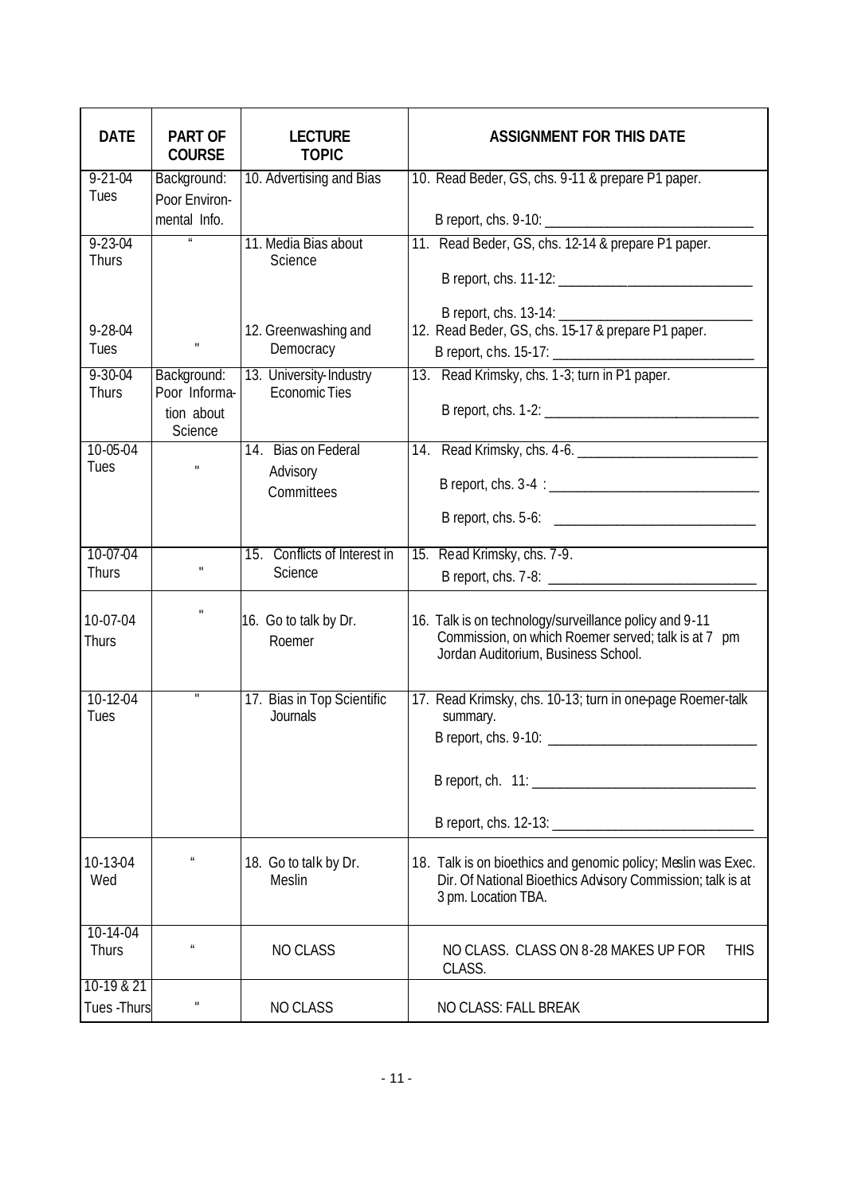| DATE | PART OF COURSE | LECTURE TOPIC | ASSIGNMENT FOR THIS DATE |
| --- | --- | --- | --- |
| 9-21-04 Tues | Background: Poor Environ-mental Info. | 10. Advertising and Bias | 10. Read Beder, GS, chs. 9-11 & prepare P1 paper.<br><br>B report, chs. 9-10: ______________________________ |
| 9-23-04 Thurs | " | 11. Media Bias about Science | 11. Read Beder, GS, chs. 12-14 & prepare P1 paper.<br><br>B report, chs. 11-12: ____________________________<br><br>B report, chs. 13-14: ____________________________ |
| 9-28-04 Tues | " | 12. Greenwashing and Democracy | 12. Read Beder, GS, chs. 15-17 & prepare P1 paper.<br>B report, chs. 15-17: _____________________________ |
| 9-30-04 Thurs | Background: Poor Information about Science | 13. University-Industry Economic Ties | 13. Read Krimsky, chs. 1-3; turn in P1 paper.<br><br>B report, chs. 1-2: ______________________________ |
| 10-05-04 Tues | " | 14. Bias on Federal Advisory Committees | 14. Read Krimsky, chs. 4-6. __________________________<br><br>B report, chs. 3-4 : ______________________________<br><br>B report, chs. 5-6: ______________________________ |
| 10-07-04 Thurs | " | 15. Conflicts of Interest in Science | 15. Read Krimsky, chs. 7-9.<br>B report, chs. 7-8: ______________________________ |
| 10-07-04 Thurs | " | 16. Go to talk by Dr. Roemer | 16. Talk is on technology/surveillance policy and 9-11 Commission, on which Roemer served; talk is at 7 pm Jordan Auditorium, Business School. |
| 10-12-04 Tues | " | 17. Bias in Top Scientific Journals | 17. Read Krimsky, chs. 10-13; turn in one-page Roemer-talk summary.<br>B report, chs. 9-10: ______________________________<br><br>B report, ch. 11: ________________________________<br><br>B report, chs. 12-13: _____________________________ |
| 10-13-04 Wed | " | 18. Go to talk by Dr. Meslin | 18. Talk is on bioethics and genomic policy; Meslin was Exec. Dir. Of National Bioethics Advisory Commission; talk is at 3 pm. Location TBA. |
| 10-14-04 Thurs | " | NO CLASS | NO CLASS. CLASS ON 8-28 MAKES UP FOR THIS CLASS. |
| 10-19 & 21 Tues -Thurs | " | NO CLASS | NO CLASS: FALL BREAK |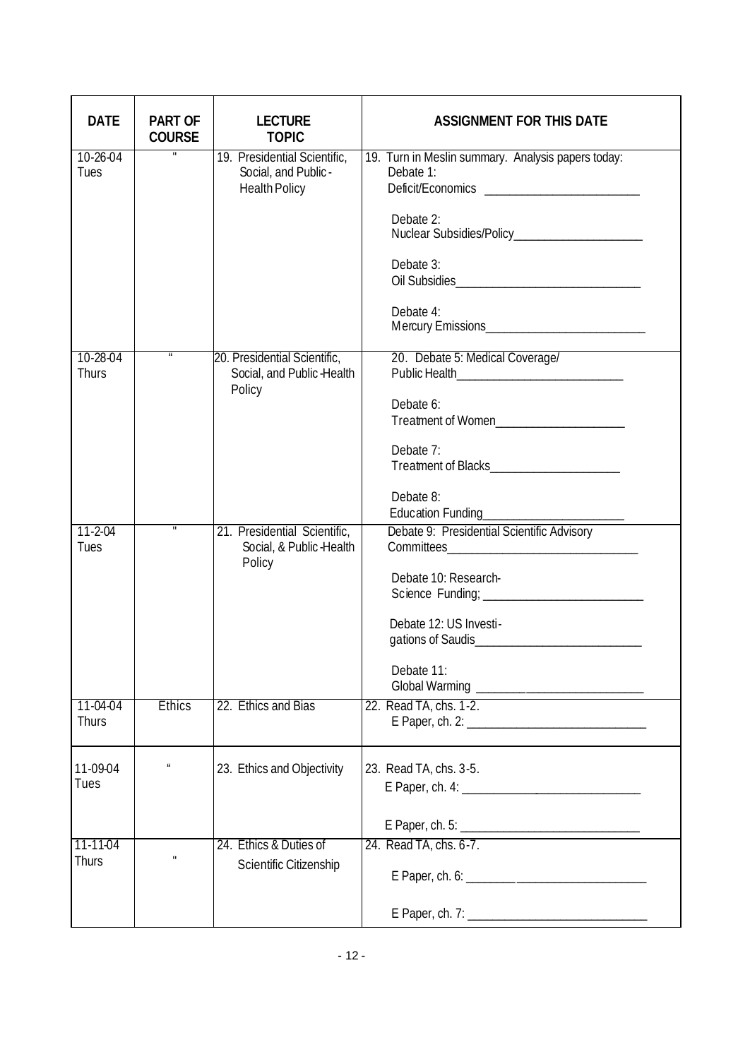| DATE | PART OF COURSE | LECTURE TOPIC | ASSIGNMENT FOR THIS DATE |
|---|---|---|---|
| 10-26-04 Tues | " | 19. Presidential Scientific, Social, and Public-Health Policy | 19. Turn in Meslin summary. Analysis papers today: Debate 1: Deficit/Economics ________________________ Debate 2: Nuclear Subsidies/Policy____________________ Debate 3: Oil Subsidies_____________________________ Debate 4: Mercury Emissions_________________________ |
| 10-28-04 Thurs | " | 20. Presidential Scientific, Social, and Public-Health Policy | 20. Debate 5: Medical Coverage/ Public Health__________________________ Debate 6: Treatment of Women____________________ Debate 7: Treatment of Blacks____________________ Debate 8: Education Funding______________________ |
| 11-2-04 Tues | " | 21. Presidential Scientific, Social, & Public-Health Policy | Debate 9: Presidential Scientific Advisory Committees_____________________________ Debate 10: Research-Science Funding; _________________________ Debate 12: US Investi-gations of Saudis__________________________ Debate 11: Global Warming ___________________________ |
| 11-04-04 Thurs | Ethics | 22. Ethics and Bias | 22. Read TA, chs. 1-2. E Paper, ch. 2: ____________________________ |
| 11-09-04 Tues | " | 23. Ethics and Objectivity | 23. Read TA, chs. 3-5. E Paper, ch. 4: ______________________________ E Paper, ch. 5: ____________________________ |
| 11-11-04 Thurs | " | 24. Ethics & Duties of Scientific Citizenship | 24. Read TA, chs. 6-7. E Paper, ch. 6: _____________________________ E Paper, ch. 7: ____________________________ |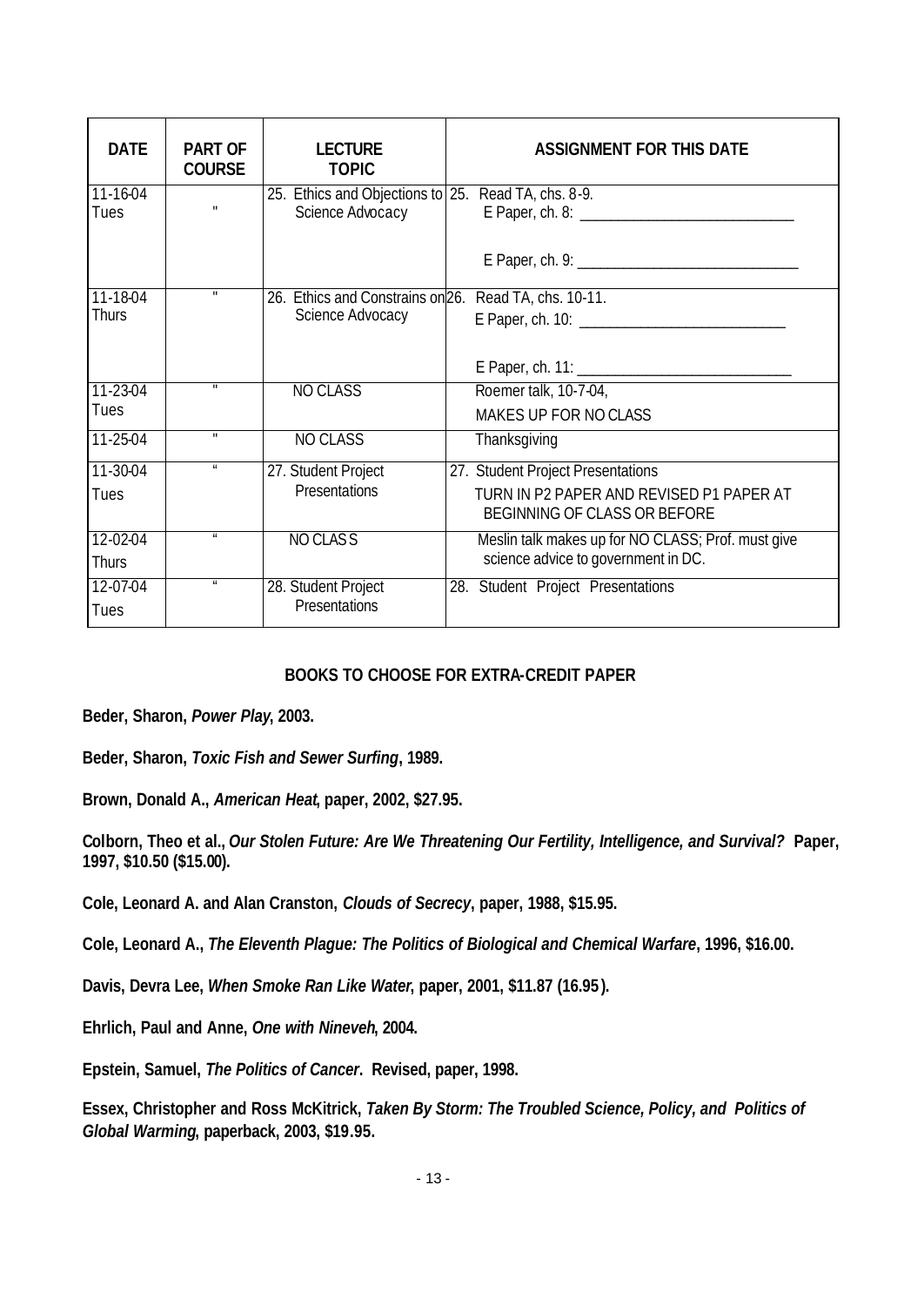| DATE | PART OF COURSE | LECTURE TOPIC | ASSIGNMENT FOR THIS DATE |
|---|---|---|---|
| 11-16-04 Tues | " | 25. Ethics and Objections to Science Advocacy | 25. Read TA, chs. 8-9. E Paper, ch. 8: ____________________________ E Paper, ch. 9: ____________________________ |
| 11-18-04 Thurs | " | 26. Ethics and Constrains on Science Advocacy | 26. Read TA, chs. 10-11. E Paper, ch. 10: ____________________________ E Paper, ch. 11: ____________________________ |
| 11-23-04 Tues | " | NO CLASS | Roemer talk, 10-7-04, MAKES UP FOR NO CLASS |
| 11-25-04 | " | NO CLASS | Thanksgiving |
| 11-30-04 Tues | " | 27. Student Project Presentations | 27. Student Project Presentations TURN IN P2 PAPER AND REVISED P1 PAPER AT BEGINNING OF CLASS OR BEFORE |
| 12-02-04 Thurs | " | NO CLASS | Meslin talk makes up for NO CLASS; Prof. must give science advice to government in DC. |
| 12-07-04 Tues | " | 28. Student Project Presentations | 28. Student Project Presentations |

## BOOKS TO CHOOSE FOR EXTRA-CREDIT PAPER

**Beder, Sharon, *Power Play*, 2003.**

**Beder, Sharon, *Toxic Fish and Sewer Surfing*, 1989.**

**Brown, Donald A., *American Heat*, paper, 2002, $27.95.**

**Colborn, Theo et al., *Our Stolen Future: Are We Threatening Our Fertility, Intelligence, and Survival?* Paper, 1997, $10.50 ($15.00).**

**Cole, Leonard A. and Alan Cranston, *Clouds of Secrecy*, paper, 1988, $15.95.**

**Cole, Leonard A., *The Eleventh Plague: The Politics of Biological and Chemical Warfare*, 1996, $16.00.**

**Davis, Devra Lee, *When Smoke Ran Like Water*, paper, 2001, $11.87 (16.95).**

**Ehrlich, Paul and Anne, *One with Nineveh*, 2004.**

**Epstein, Samuel, *The Politics of Cancer*. Revised, paper, 1998.**

**Essex, Christopher and Ross McKitrick, *Taken By Storm: The Troubled Science, Policy, and Politics of Global Warming*, paperback, 2003, $19.95.**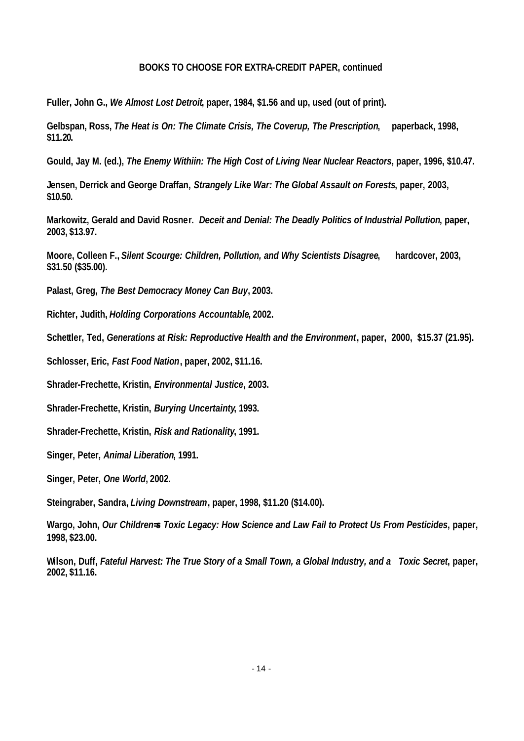**BOOKS TO CHOOSE FOR EXTRA-CREDIT PAPER, continued**

**Fuller, John G., *We Almost Lost Detroit*, paper, 1984, $1.56 and up, used (out of print).**

**Gelbspan, Ross, *The Heat is On: The Climate Crisis, The Coverup, The Prescription*, paperback, 1998, $11.20.**

**Gould, Jay M. (ed.), *The Enemy Withiin: The High Cost of Living Near Nuclear Reactors*, paper, 1996, $10.47.**

**Jensen, Derrick and George Draffan, *Strangely Like War: The Global Assault on Forests*, paper, 2003, $10.50.**

**Markowitz, Gerald and David Rosner. *Deceit and Denial: The Deadly Politics of Industrial Pollution*, paper, 2003, $13.97.**

**Moore, Colleen F., *Silent Scourge: Children, Pollution, and Why Scientists Disagree*, hardcover, 2003, $31.50 ($35.00).**

**Palast, Greg, *The Best Democracy Money Can Buy*, 2003.**

**Richter, Judith, *Holding Corporations Accountable*, 2002.**

**Schettler, Ted, *Generations at Risk: Reproductive Health and the Environment*, paper, 2000, $15.37 (21.95).**

**Schlosser, Eric, *Fast Food Nation*, paper, 2002, $11.16.**

**Shrader-Frechette, Kristin, *Environmental Justice*, 2003.**

**Shrader-Frechette, Kristin, *Burying Uncertainty*, 1993.**

**Shrader-Frechette, Kristin, *Risk and Rationality*, 1991.**

**Singer, Peter, *Animal Liberation*, 1991.**

**Singer, Peter, *One World*, 2002.**

**Steingraber, Sandra, *Living Downstream*, paper, 1998, $11.20 ($14.00).**

**Wargo, John, *Our Children=s Toxic Legacy: How Science and Law Fail to Protect Us From Pesticides*, paper, 1998, $23.00.**

**Wilson, Duff, *Fateful Harvest: The True Story of a Small Town, a Global Industry, and a Toxic Secret*, paper, 2002, $11.16.**